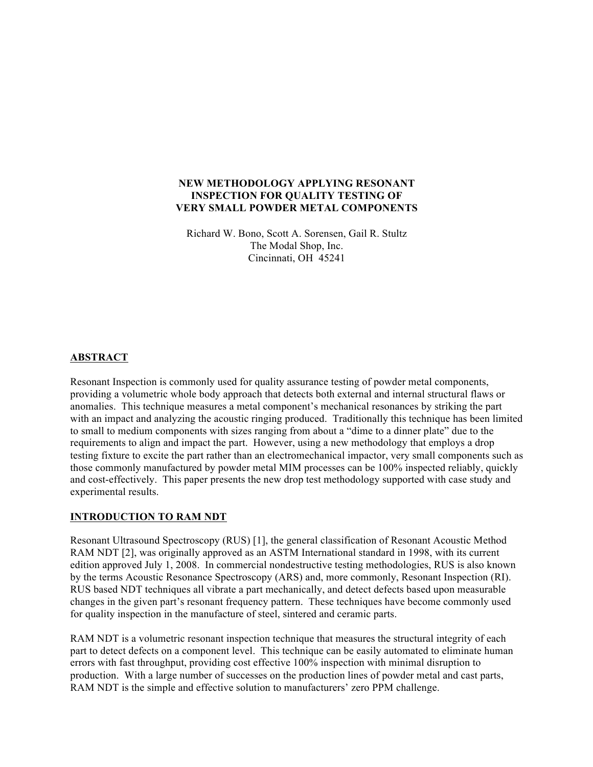# NEW METHODOLOGY APPLYING RESONANT INSPECTION FOR QUALITY TESTING OF VERY SMALL POWDER METAL COMPONENTS

Richard W. Bono, Scott A. Sorensen, Gail R. Stultz
The Modal Shop, Inc.
Cincinnati, OH 45241

## ABSTRACT

Resonant Inspection is commonly used for quality assurance testing of powder metal components, providing a volumetric whole body approach that detects both external and internal structural flaws or anomalies. This technique measures a metal component's mechanical resonances by striking the part with an impact and analyzing the acoustic ringing produced. Traditionally this technique has been limited to small to medium components with sizes ranging from about a "dime to a dinner plate" due to the requirements to align and impact the part. However, using a new methodology that employs a drop testing fixture to excite the part rather than an electromechanical impactor, very small components such as those commonly manufactured by powder metal MIM processes can be 100% inspected reliably, quickly and cost-effectively. This paper presents the new drop test methodology supported with case study and experimental results.

## INTRODUCTION TO RAM NDT

Resonant Ultrasound Spectroscopy (RUS) [1], the general classification of Resonant Acoustic Method RAM NDT [2], was originally approved as an ASTM International standard in 1998, with its current edition approved July 1, 2008. In commercial nondestructive testing methodologies, RUS is also known by the terms Acoustic Resonance Spectroscopy (ARS) and, more commonly, Resonant Inspection (RI). RUS based NDT techniques all vibrate a part mechanically, and detect defects based upon measurable changes in the given part's resonant frequency pattern. These techniques have become commonly used for quality inspection in the manufacture of steel, sintered and ceramic parts.

RAM NDT is a volumetric resonant inspection technique that measures the structural integrity of each part to detect defects on a component level. This technique can be easily automated to eliminate human errors with fast throughput, providing cost effective 100% inspection with minimal disruption to production. With a large number of successes on the production lines of powder metal and cast parts, RAM NDT is the simple and effective solution to manufacturers' zero PPM challenge.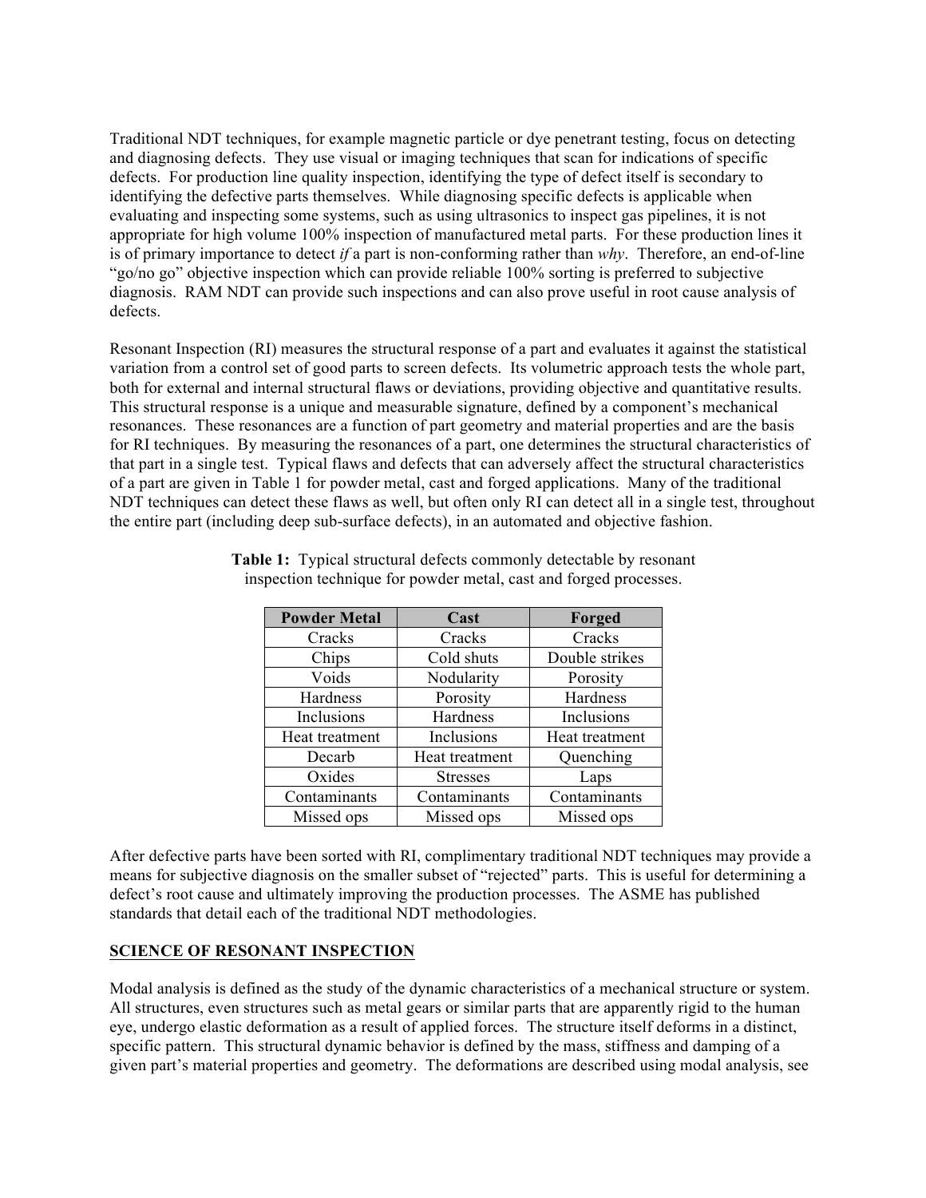Traditional NDT techniques, for example magnetic particle or dye penetrant testing, focus on detecting and diagnosing defects. They use visual or imaging techniques that scan for indications of specific defects. For production line quality inspection, identifying the type of defect itself is secondary to identifying the defective parts themselves. While diagnosing specific defects is applicable when evaluating and inspecting some systems, such as using ultrasonics to inspect gas pipelines, it is not appropriate for high volume 100% inspection of manufactured metal parts. For these production lines it is of primary importance to detect *if* a part is non-conforming rather than *why*. Therefore, an end-of-line "go/no go" objective inspection which can provide reliable 100% sorting is preferred to subjective diagnosis. RAM NDT can provide such inspections and can also prove useful in root cause analysis of defects.

Resonant Inspection (RI) measures the structural response of a part and evaluates it against the statistical variation from a control set of good parts to screen defects. Its volumetric approach tests the whole part, both for external and internal structural flaws or deviations, providing objective and quantitative results. This structural response is a unique and measurable signature, defined by a component's mechanical resonances. These resonances are a function of part geometry and material properties and are the basis for RI techniques. By measuring the resonances of a part, one determines the structural characteristics of that part in a single test. Typical flaws and defects that can adversely affect the structural characteristics of a part are given in Table 1 for powder metal, cast and forged applications. Many of the traditional NDT techniques can detect these flaws as well, but often only RI can detect all in a single test, throughout the entire part (including deep sub-surface defects), in an automated and objective fashion.

**Table 1:** Typical structural defects commonly detectable by resonant inspection technique for powder metal, cast and forged processes.

| Powder Metal | Cast | Forged |
|---|---|---|
| Cracks | Cracks | Cracks |
| Chips | Cold shuts | Double strikes |
| Voids | Nodularity | Porosity |
| Hardness | Porosity | Hardness |
| Inclusions | Hardness | Inclusions |
| Heat treatment | Inclusions | Heat treatment |
| Decarb | Heat treatment | Quenching |
| Oxides | Stresses | Laps |
| Contaminants | Contaminants | Contaminants |
| Missed ops | Missed ops | Missed ops |

After defective parts have been sorted with RI, complimentary traditional NDT techniques may provide a means for subjective diagnosis on the smaller subset of "rejected" parts. This is useful for determining a defect's root cause and ultimately improving the production processes. The ASME has published standards that detail each of the traditional NDT methodologies.

## SCIENCE OF RESONANT INSPECTION

Modal analysis is defined as the study of the dynamic characteristics of a mechanical structure or system. All structures, even structures such as metal gears or similar parts that are apparently rigid to the human eye, undergo elastic deformation as a result of applied forces. The structure itself deforms in a distinct, specific pattern. This structural dynamic behavior is defined by the mass, stiffness and damping of a given part's material properties and geometry. The deformations are described using modal analysis, see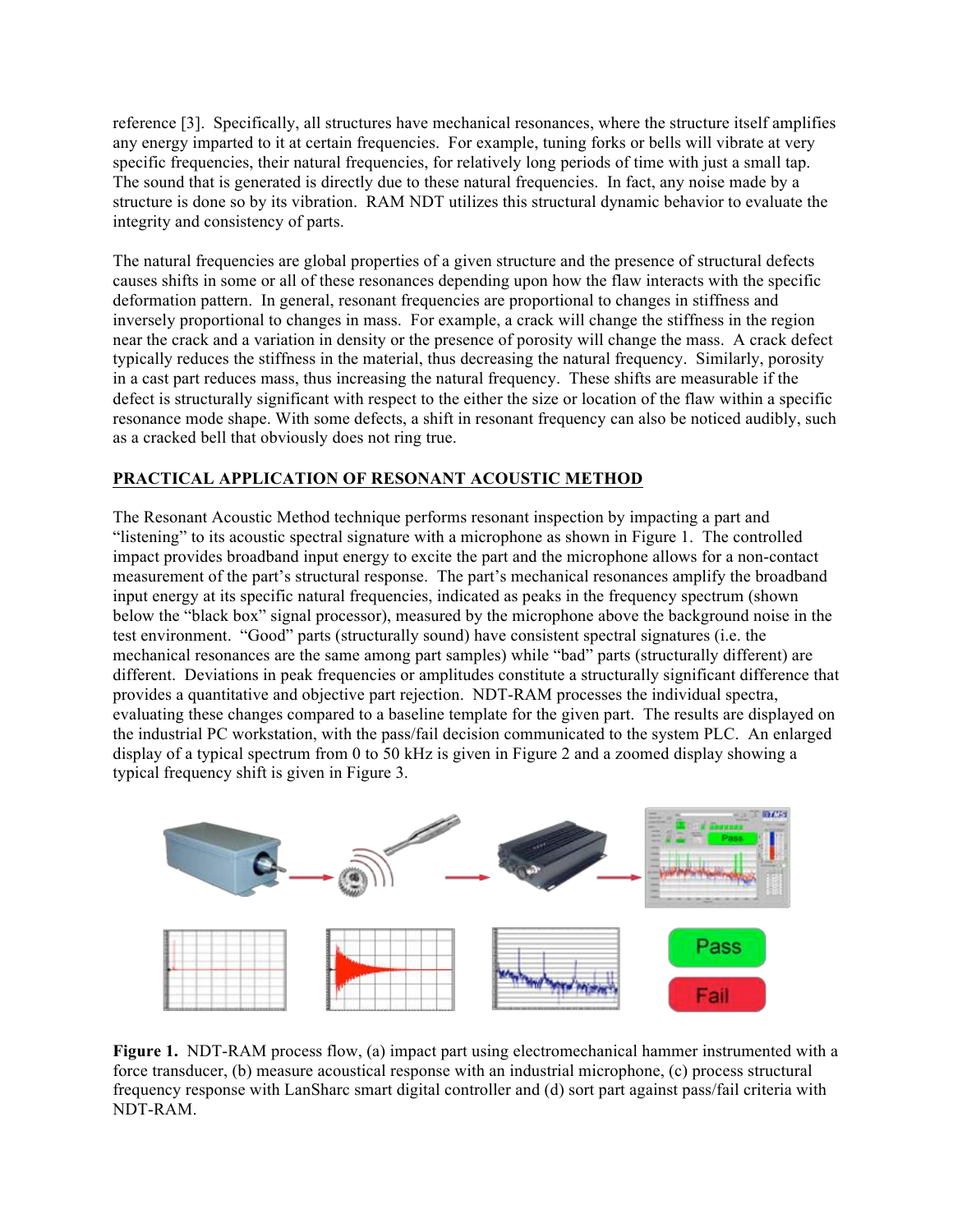reference [3]. Specifically, all structures have mechanical resonances, where the structure itself amplifies any energy imparted to it at certain frequencies. For example, tuning forks or bells will vibrate at very specific frequencies, their natural frequencies, for relatively long periods of time with just a small tap. The sound that is generated is directly due to these natural frequencies. In fact, any noise made by a structure is done so by its vibration. RAM NDT utilizes this structural dynamic behavior to evaluate the integrity and consistency of parts.

The natural frequencies are global properties of a given structure and the presence of structural defects causes shifts in some or all of these resonances depending upon how the flaw interacts with the specific deformation pattern. In general, resonant frequencies are proportional to changes in stiffness and inversely proportional to changes in mass. For example, a crack will change the stiffness in the region near the crack and a variation in density or the presence of porosity will change the mass. A crack defect typically reduces the stiffness in the material, thus decreasing the natural frequency. Similarly, porosity in a cast part reduces mass, thus increasing the natural frequency. These shifts are measurable if the defect is structurally significant with respect to the either the size or location of the flaw within a specific resonance mode shape. With some defects, a shift in resonant frequency can also be noticed audibly, such as a cracked bell that obviously does not ring true.

## PRACTICAL APPLICATION OF RESONANT ACOUSTIC METHOD

The Resonant Acoustic Method technique performs resonant inspection by impacting a part and "listening" to its acoustic spectral signature with a microphone as shown in Figure 1. The controlled impact provides broadband input energy to excite the part and the microphone allows for a non-contact measurement of the part's structural response. The part's mechanical resonances amplify the broadband input energy at its specific natural frequencies, indicated as peaks in the frequency spectrum (shown below the "black box" signal processor), measured by the microphone above the background noise in the test environment. "Good" parts (structurally sound) have consistent spectral signatures (i.e. the mechanical resonances are the same among part samples) while "bad" parts (structurally different) are different. Deviations in peak frequencies or amplitudes constitute a structurally significant difference that provides a quantitative and objective part rejection. NDT-RAM processes the individual spectra, evaluating these changes compared to a baseline template for the given part. The results are displayed on the industrial PC workstation, with the pass/fail decision communicated to the system PLC. An enlarged display of a typical spectrum from 0 to 50 kHz is given in Figure 2 and a zoomed display showing a typical frequency shift is given in Figure 3.

**Figure 1.** NDT-RAM process flow, (a) impact part using electromechanical hammer instrumented with a force transducer, (b) measure acoustical response with an industrial microphone, (c) process structural frequency response with LanSharc smart digital controller and (d) sort part against pass/fail criteria with NDT-RAM.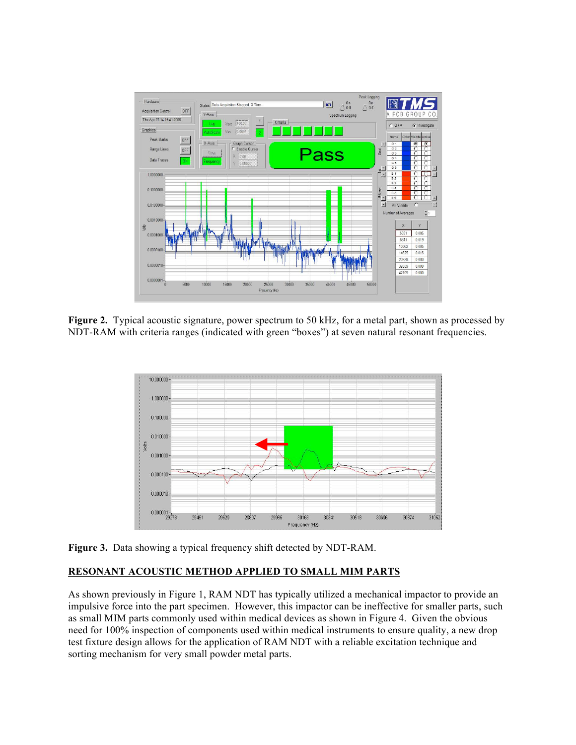**Figure 2.** Typical acoustic signature, power spectrum to 50 kHz, for a metal part, shown as processed by NDT-RAM with criteria ranges (indicated with green "boxes") at seven natural resonant frequencies.

**Figure 3.** Data showing a typical frequency shift detected by NDT-RAM.

## RESONANT ACOUSTIC METHOD APPLIED TO SMALL MIM PARTS

As shown previously in Figure 1, RAM NDT has typically utilized a mechanical impactor to provide an impulsive force into the part specimen. However, this impactor can be ineffective for smaller parts, such as small MIM parts commonly used within medical devices as shown in Figure 4. Given the obvious need for 100% inspection of components used within medical instruments to ensure quality, a new drop test fixture design allows for the application of RAM NDT with a reliable excitation technique and sorting mechanism for very small powder metal parts.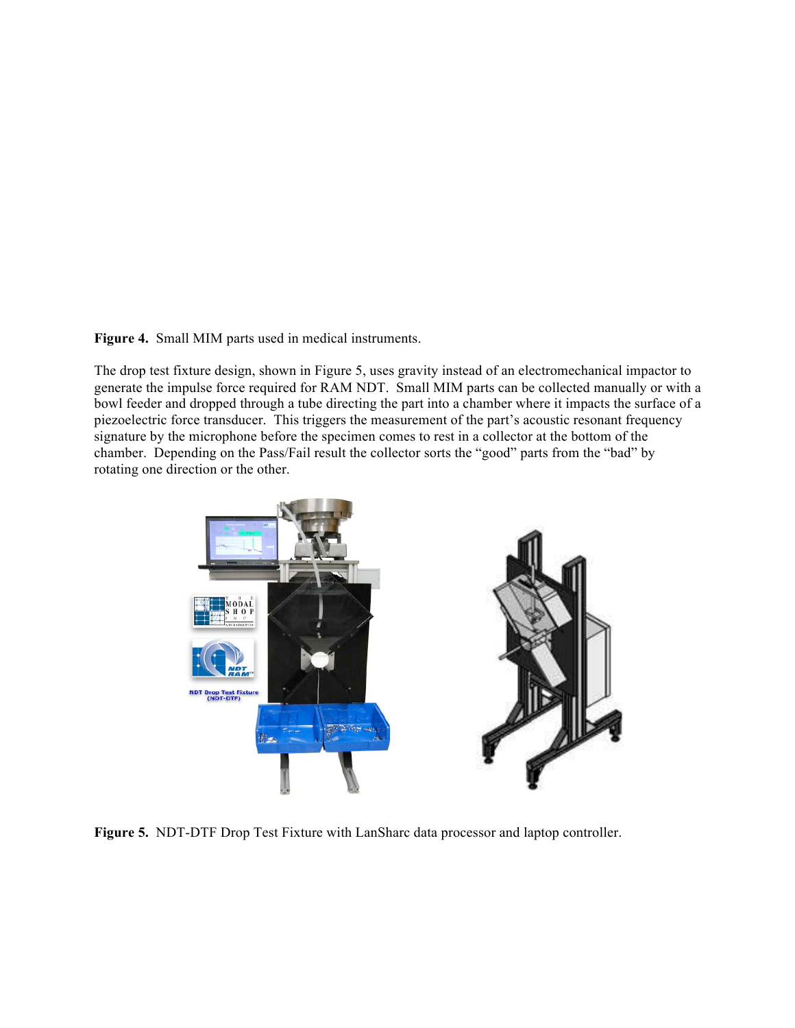**Figure 4.** Small MIM parts used in medical instruments.

The drop test fixture design, shown in Figure 5, uses gravity instead of an electromechanical impactor to generate the impulse force required for RAM NDT. Small MIM parts can be collected manually or with a bowl feeder and dropped through a tube directing the part into a chamber where it impacts the surface of a piezoelectric force transducer. This triggers the measurement of the part's acoustic resonant frequency signature by the microphone before the specimen comes to rest in a collector at the bottom of the chamber. Depending on the Pass/Fail result the collector sorts the "good" parts from the "bad" by rotating one direction or the other.

**Figure 5.** NDT-DTF Drop Test Fixture with LanSharc data processor and laptop controller.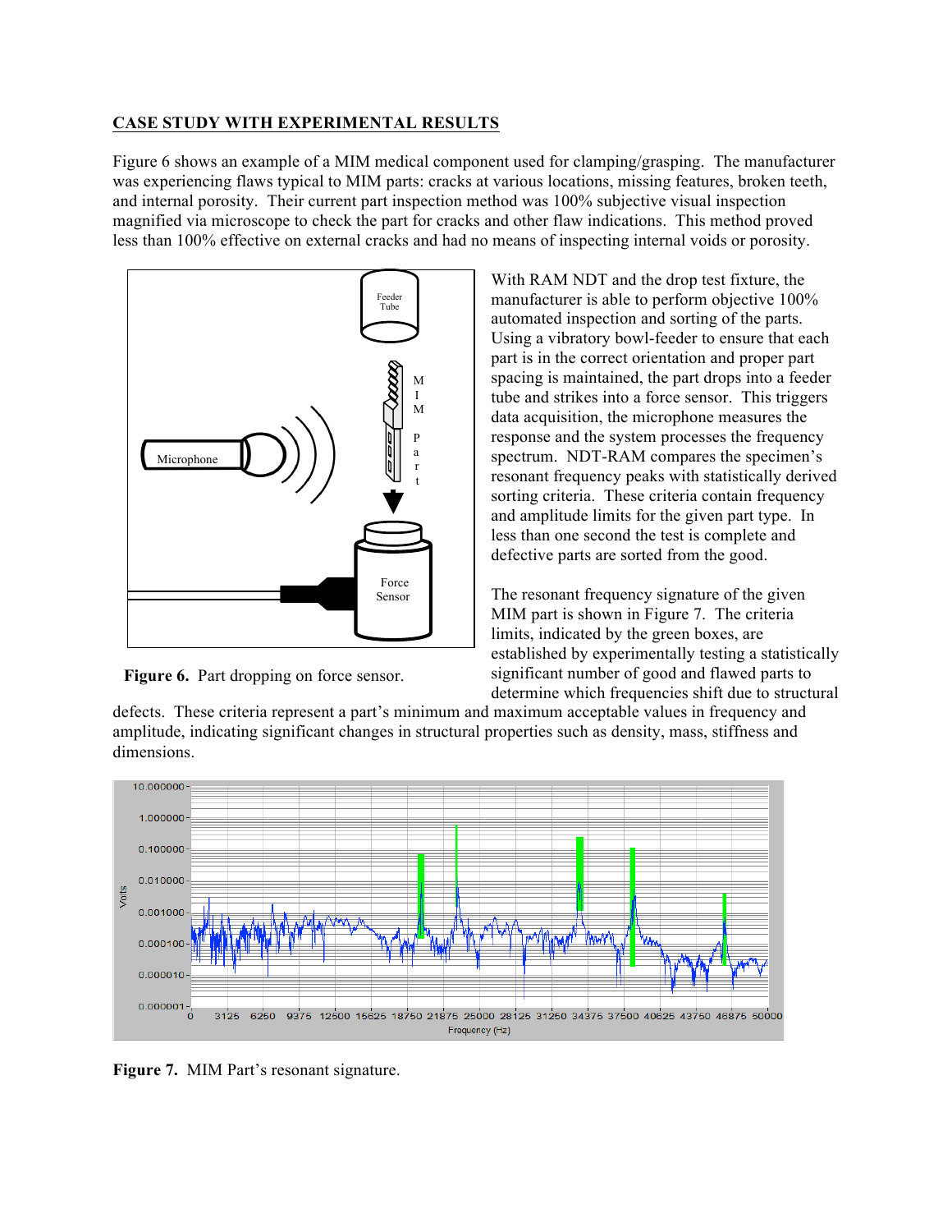## CASE STUDY WITH EXPERIMENTAL RESULTS

Figure 6 shows an example of a MIM medical component used for clamping/grasping. The manufacturer was experiencing flaws typical to MIM parts: cracks at various locations, missing features, broken teeth, and internal porosity. Their current part inspection method was 100% subjective visual inspection magnified via microscope to check the part for cracks and other flaw indications. This method proved less than 100% effective on external cracks and had no means of inspecting internal voids or porosity.

**Figure 6.** Part dropping on force sensor.

With RAM NDT and the drop test fixture, the manufacturer is able to perform objective 100% automated inspection and sorting of the parts. Using a vibratory bowl-feeder to ensure that each part is in the correct orientation and proper part spacing is maintained, the part drops into a feeder tube and strikes into a force sensor. This triggers data acquisition, the microphone measures the response and the system processes the frequency spectrum. NDT-RAM compares the specimen's resonant frequency peaks with statistically derived sorting criteria. These criteria contain frequency and amplitude limits for the given part type. In less than one second the test is complete and defective parts are sorted from the good.

The resonant frequency signature of the given MIM part is shown in Figure 7. The criteria limits, indicated by the green boxes, are established by experimentally testing a statistically significant number of good and flawed parts to determine which frequencies shift due to structural defects. These criteria represent a part's minimum and maximum acceptable values in frequency and amplitude, indicating significant changes in structural properties such as density, mass, stiffness and dimensions.

**Figure 7.** MIM Part's resonant signature.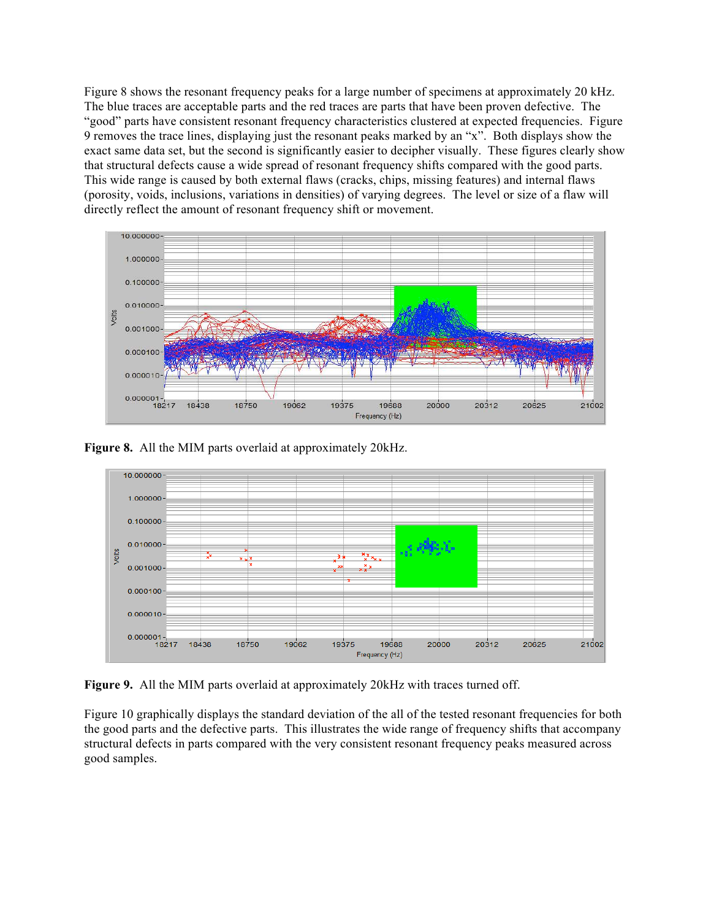Figure 8 shows the resonant frequency peaks for a large number of specimens at approximately 20 kHz. The blue traces are acceptable parts and the red traces are parts that have been proven defective. The "good" parts have consistent resonant frequency characteristics clustered at expected frequencies. Figure 9 removes the trace lines, displaying just the resonant peaks marked by an "x". Both displays show the exact same data set, but the second is significantly easier to decipher visually. These figures clearly show that structural defects cause a wide spread of resonant frequency shifts compared with the good parts. This wide range is caused by both external flaws (cracks, chips, missing features) and internal flaws (porosity, voids, inclusions, variations in densities) of varying degrees. The level or size of a flaw will directly reflect the amount of resonant frequency shift or movement.

**Figure 8.** All the MIM parts overlaid at approximately 20kHz.

**Figure 9.** All the MIM parts overlaid at approximately 20kHz with traces turned off.

Figure 10 graphically displays the standard deviation of the all of the tested resonant frequencies for both the good parts and the defective parts. This illustrates the wide range of frequency shifts that accompany structural defects in parts compared with the very consistent resonant frequency peaks measured across good samples.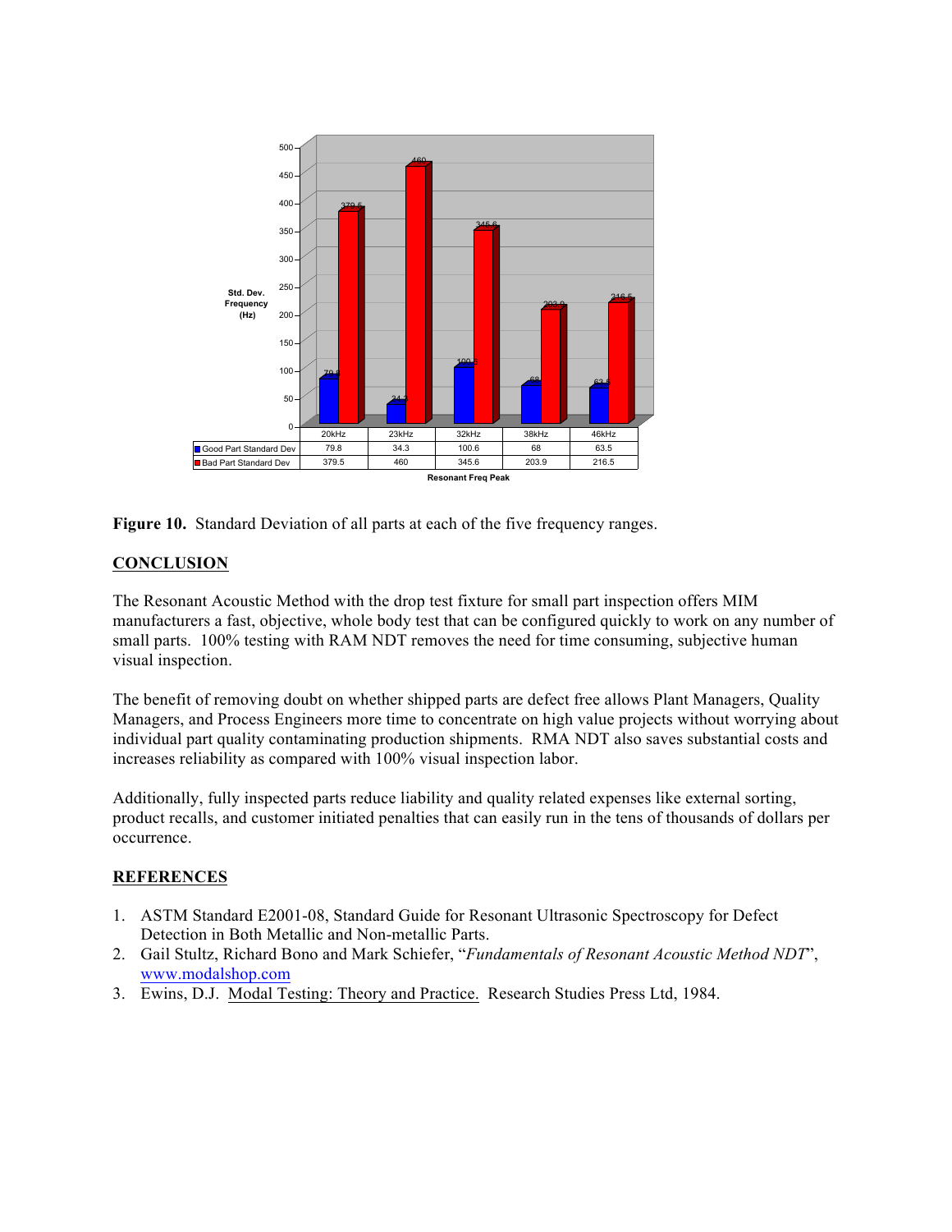500
450
400
350
300
250
200
150
100
50
0

Std. Dev. Frequency (Hz)

20kHz 23kHz 32kHz 38kHz 46kHz

Good Part Standard Dev 79.8 34.3 100.6 68 63.5

Bad Part Standard Dev 379.5 460 345.6 203.9 216.5

Resonant Freq Peak

**Figure 10.** Standard Deviation of all parts at each of the five frequency ranges.

## CONCLUSION

The Resonant Acoustic Method with the drop test fixture for small part inspection offers MIM manufacturers a fast, objective, whole body test that can be configured quickly to work on any number of small parts. 100% testing with RAM NDT removes the need for time consuming, subjective human visual inspection.

The benefit of removing doubt on whether shipped parts are defect free allows Plant Managers, Quality Managers, and Process Engineers more time to concentrate on high value projects without worrying about individual part quality contaminating production shipments. RMA NDT also saves substantial costs and increases reliability as compared with 100% visual inspection labor.

Additionally, fully inspected parts reduce liability and quality related expenses like external sorting, product recalls, and customer initiated penalties that can easily run in the tens of thousands of dollars per occurrence.

## REFERENCES

1. ASTM Standard E2001-08, Standard Guide for Resonant Ultrasonic Spectroscopy for Defect Detection in Both Metallic and Non-metallic Parts.
2. Gail Stultz, Richard Bono and Mark Schiefer, "*Fundamentals of Resonant Acoustic Method NDT*", www.modalshop.com
3. Ewins, D.J. Modal Testing: Theory and Practice. Research Studies Press Ltd, 1984.